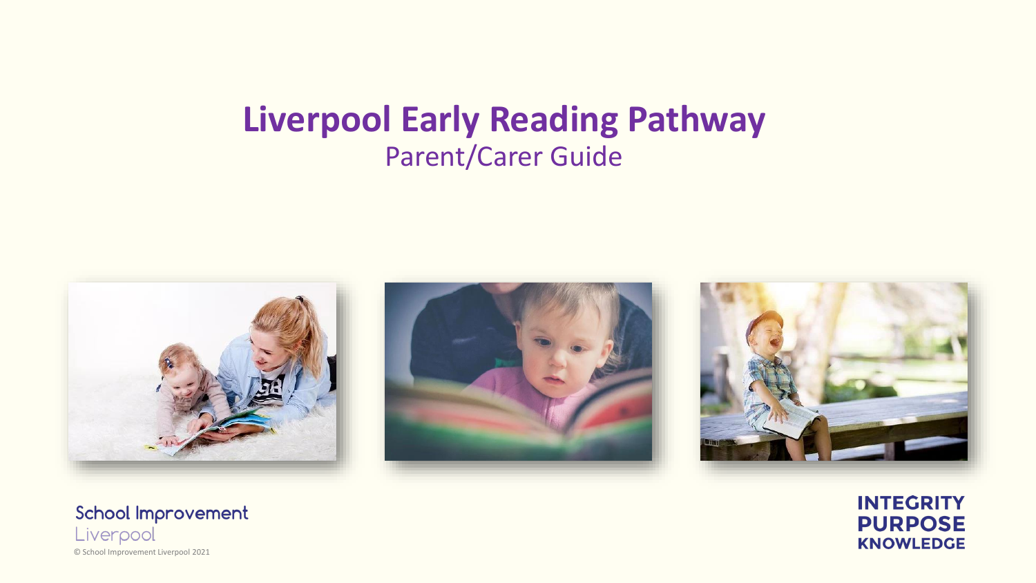# Liverpool Early Reading Pathway

## Parent/Carer Guide

School Improvement
Liverpool

© School Improvement Liverpool 2021

INTEGRITY
PURPOSE
KNOWLEDGE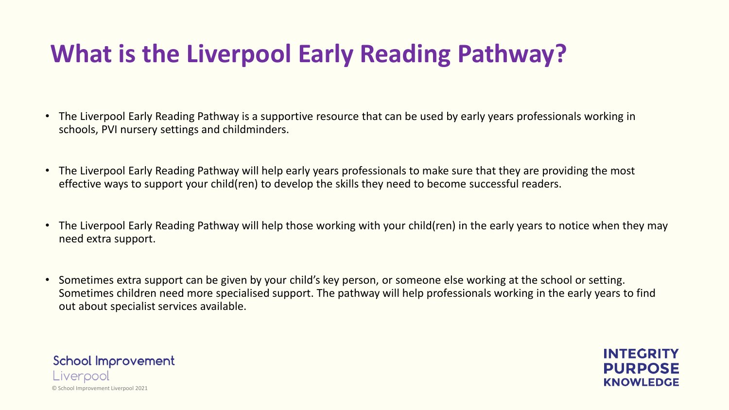# What is the Liverpool Early Reading Pathway?

- The Liverpool Early Reading Pathway is a supportive resource that can be used by early years professionals working in schools, PVI nursery settings and childminders.
- The Liverpool Early Reading Pathway will help early years professionals to make sure that they are providing the most effective ways to support your child(ren) to develop the skills they need to become successful readers.
- The Liverpool Early Reading Pathway will help those working with your child(ren) in the early years to notice when they may need extra support.
- Sometimes extra support can be given by your child's key person, or someone else working at the school or setting. Sometimes children need more specialised support. The pathway will help professionals working in the early years to find out about specialist services available.

School Improvement Liverpool

© School Improvement Liverpool 2021

INTEGRITY
PURPOSE
KNOWLEDGE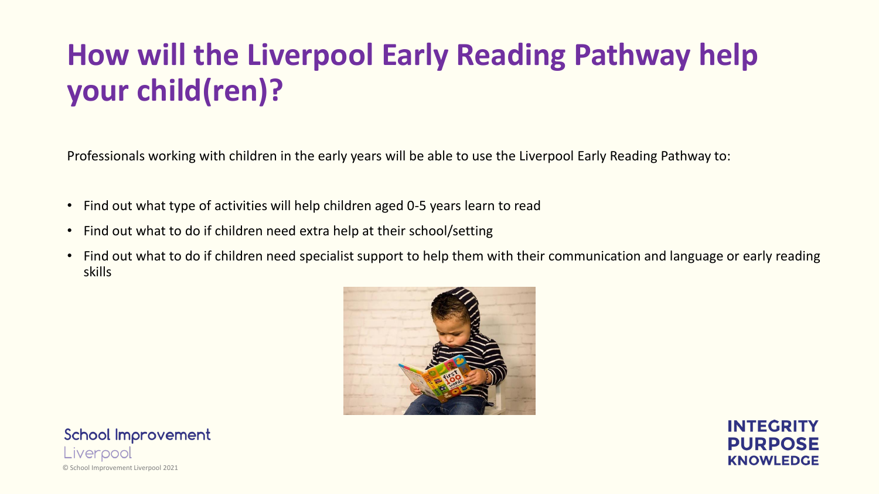# How will the Liverpool Early Reading Pathway help your child(ren)?

Professionals working with children in the early years will be able to use the Liverpool Early Reading Pathway to:

- Find out what type of activities will help children aged 0-5 years learn to read
- Find out what to do if children need extra help at their school/setting
- Find out what to do if children need specialist support to help them with their communication and language or early reading skills

School Improvement Liverpool

© School Improvement Liverpool 2021

INTEGRITY
PURPOSE
KNOWLEDGE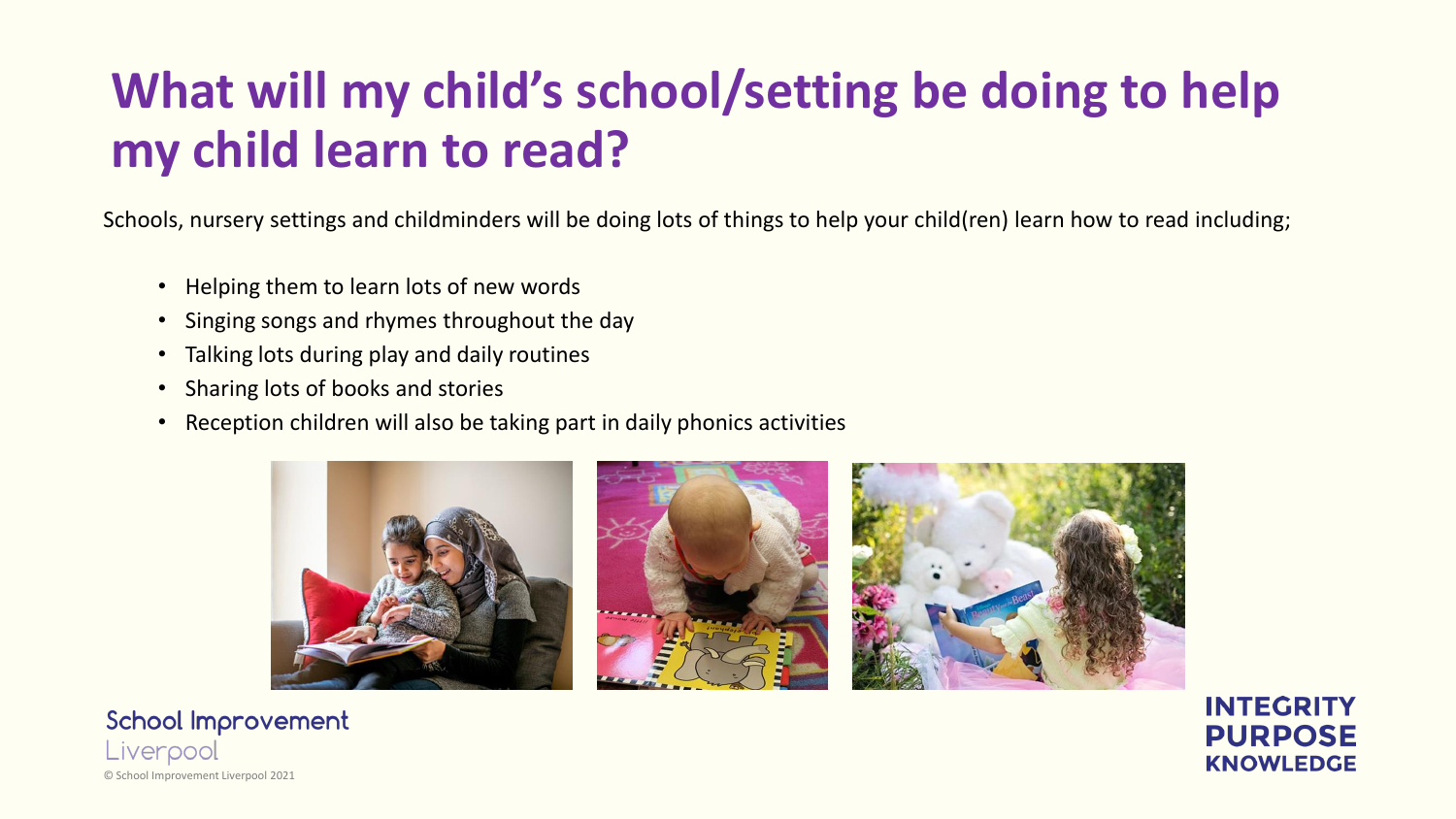# What will my child's school/setting be doing to help my child learn to read?

Schools, nursery settings and childminders will be doing lots of things to help your child(ren) learn how to read including;

- Helping them to learn lots of new words
- Singing songs and rhymes throughout the day
- Talking lots during play and daily routines
- Sharing lots of books and stories
- Reception children will also be taking part in daily phonics activities

School Improvement Liverpool

© School Improvement Liverpool 2021

INTEGRITY PURPOSE KNOWLEDGE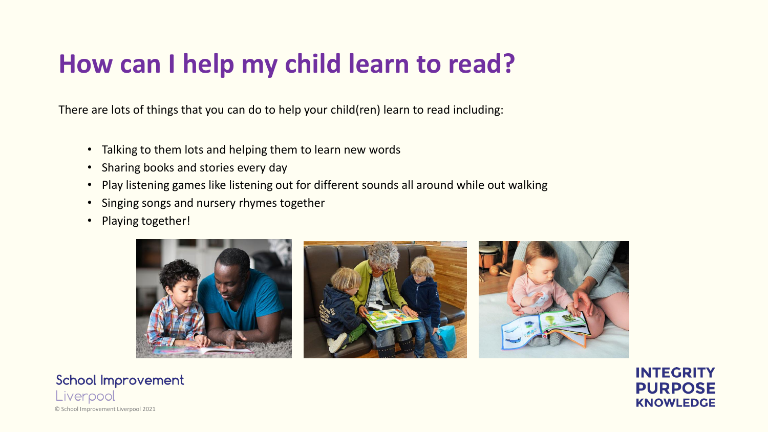# How can I help my child learn to read?

There are lots of things that you can do to help your child(ren) learn to read including:

- Talking to them lots and helping them to learn new words
- Sharing books and stories every day
- Play listening games like listening out for different sounds all around while out walking
- Singing songs and nursery rhymes together
- Playing together!

School Improvement Liverpool

© School Improvement Liverpool 2021

INTEGRITY PURPOSE KNOWLEDGE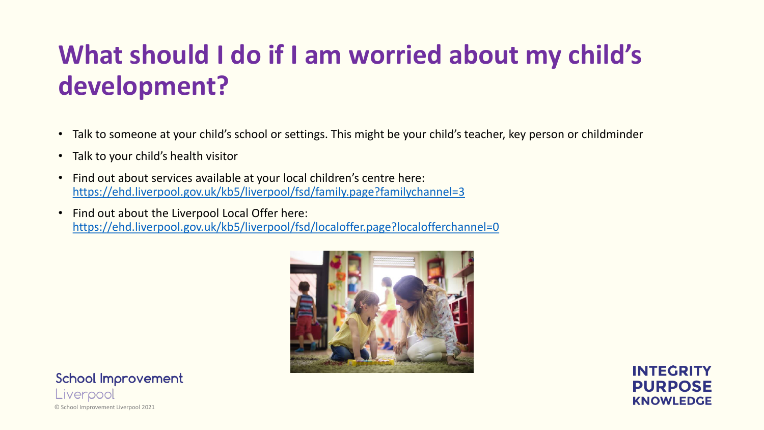# What should I do if I am worried about my child's development?

- Talk to someone at your child's school or settings. This might be your child's teacher, key person or childminder
- Talk to your child's health visitor
- Find out about services available at your local children's centre here: https://ehd.liverpool.gov.uk/kb5/liverpool/fsd/family.page?familychannel=3
- Find out about the Liverpool Local Offer here: https://ehd.liverpool.gov.uk/kb5/liverpool/fsd/localoffer.page?localofferchannel=0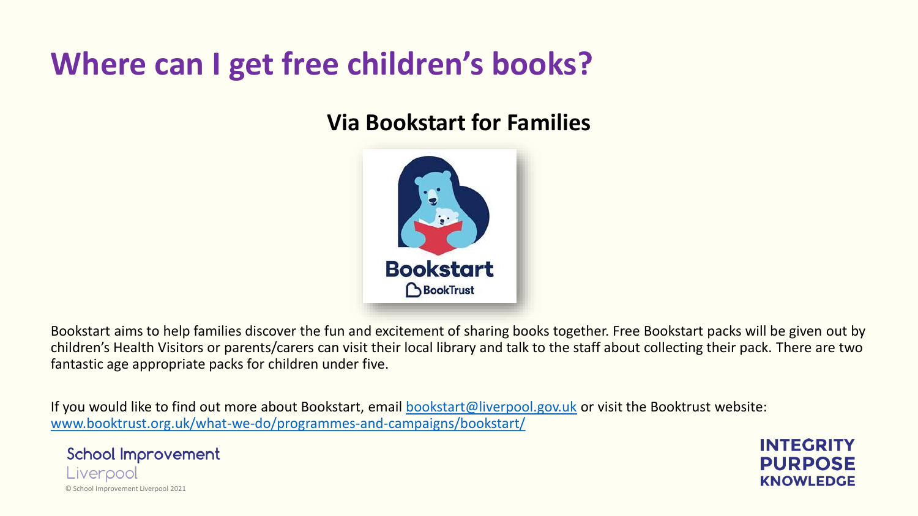# Where can I get free children's books?

## Via Bookstart for Families

Bookstart aims to help families discover the fun and excitement of sharing books together. Free Bookstart packs will be given out by children's Health Visitors or parents/carers can visit their local library and talk to the staff about collecting their pack. There are two fantastic age appropriate packs for children under five.

If you would like to find out more about Bookstart, email bookstart@liverpool.gov.uk or visit the Booktrust website: www.booktrust.org.uk/what-we-do/programmes-and-campaigns/bookstart/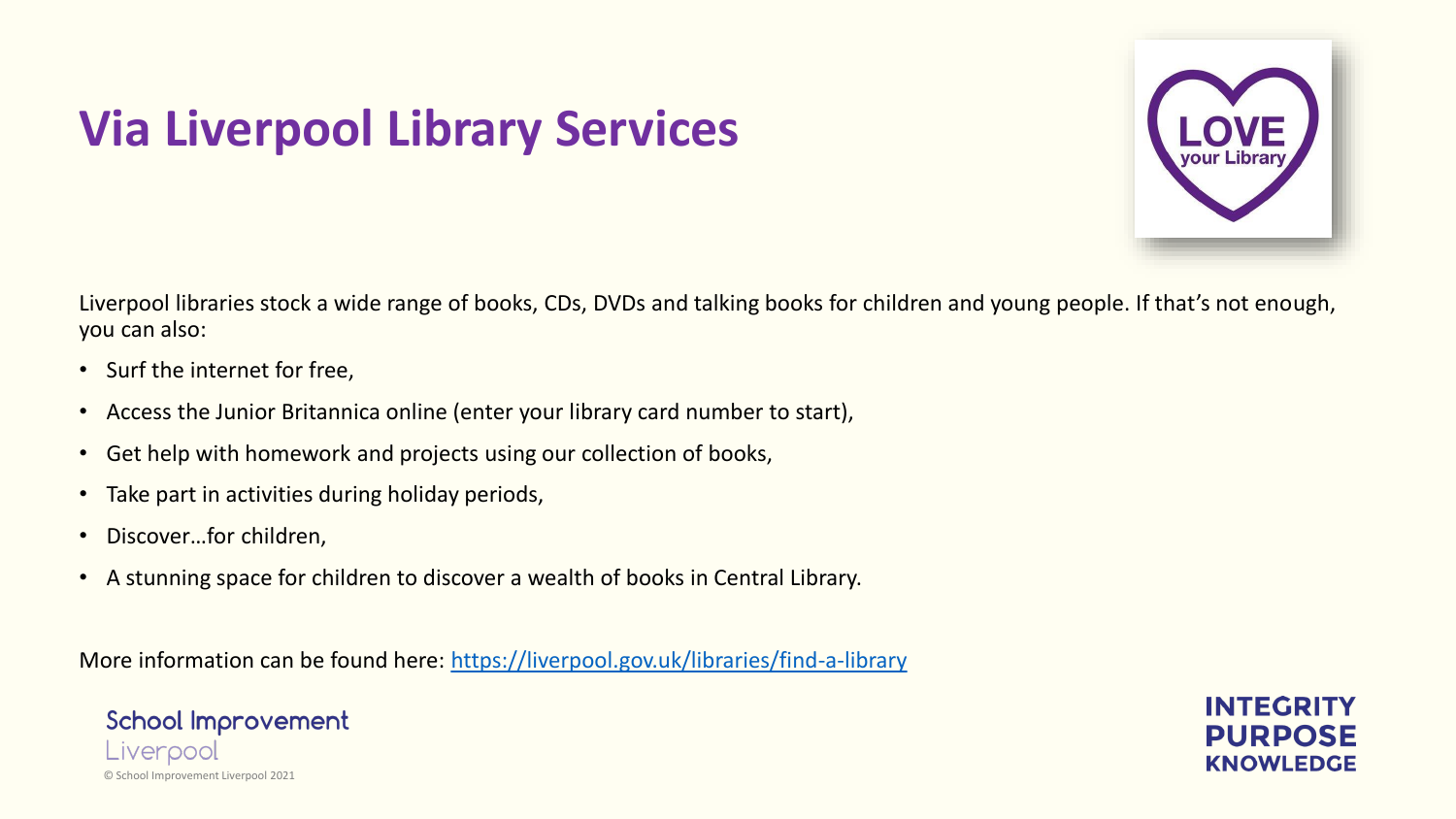# Via Liverpool Library Services

LOVE your Library

Liverpool libraries stock a wide range of books, CDs, DVDs and talking books for children and young people. If that's not enough, you can also:

- Surf the internet for free,
- Access the Junior Britannica online (enter your library card number to start),
- Get help with homework and projects using our collection of books,
- Take part in activities during holiday periods,
- Discover…for children,
- A stunning space for children to discover a wealth of books in Central Library.

More information can be found here: https://liverpool.gov.uk/libraries/find-a-library

School Improvement Liverpool

© School Improvement Liverpool 2021

INTEGRITY PURPOSE KNOWLEDGE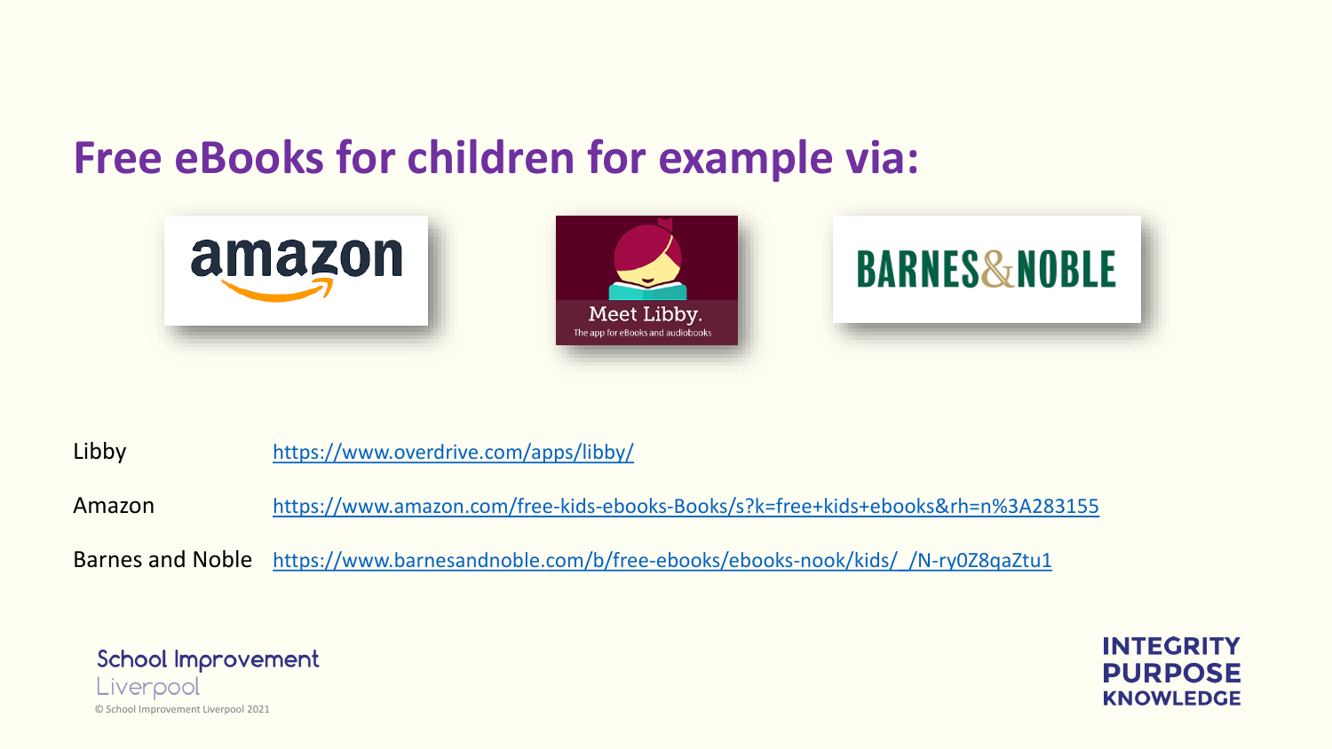# Free eBooks for children for example via:

| | |
|---|---|
| Libby | https://www.overdrive.com/apps/libby/ |
| Amazon | https://www.amazon.com/free-kids-ebooks-Books/s?k=free+kids+ebooks&rh=n%3A283155 |
| Barnes and Noble | https://www.barnesandnoble.com/b/free-ebooks/ebooks-nook/kids/_/N-ry0Z8qaZtu1 |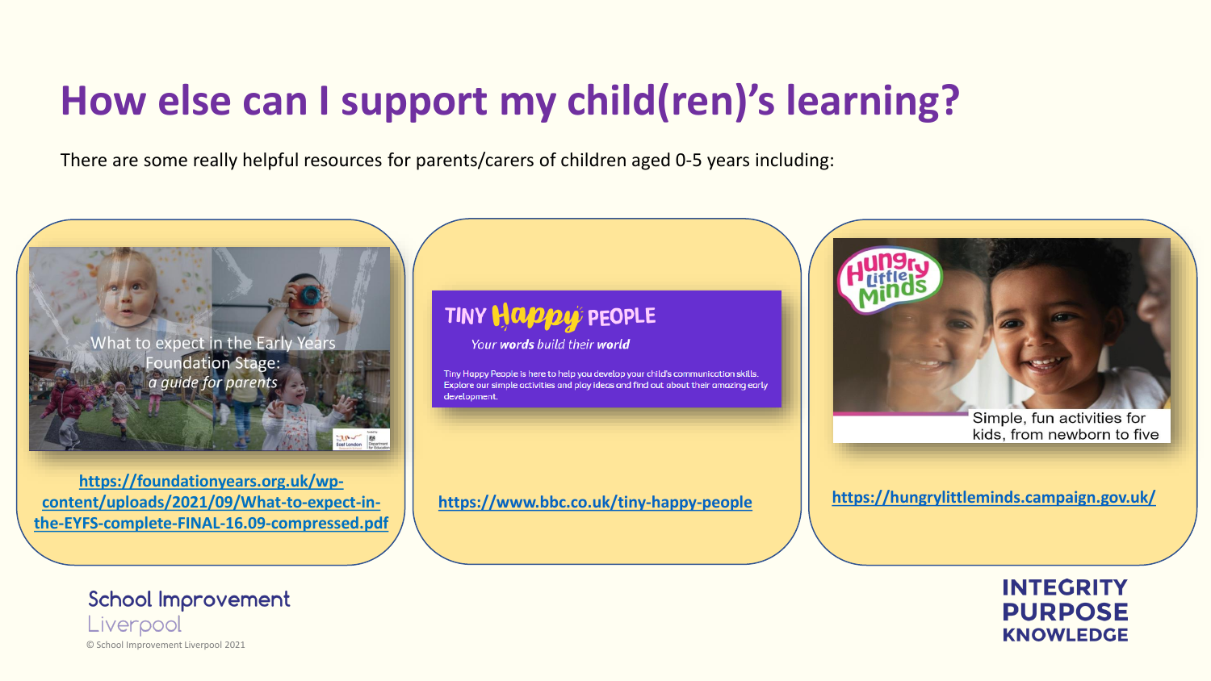# How else can I support my child(ren)'s learning?

There are some really helpful resources for parents/carers of children aged 0-5 years including:

What to expect in the Early Years Foundation Stage: *a guide for parents*

https://foundationyears.org.uk/wp-content/uploads/2021/09/What-to-expect-in-the-EYFS-complete-FINAL-16.09-compressed.pdf

TINY Happy PEOPLE

*Your **words** build their **world***

Tiny Happy People is here to help you develop your child's communication skills. Explore our simple activities and play ideas and find out about their amazing early development.

https://www.bbc.co.uk/tiny-happy-people

Hungry Little Minds

Simple, fun activities for kids, from newborn to five

https://hungrylittleminds.campaign.gov.uk/

School Improvement Liverpool

© School Improvement Liverpool 2021

INTEGRITY PURPOSE KNOWLEDGE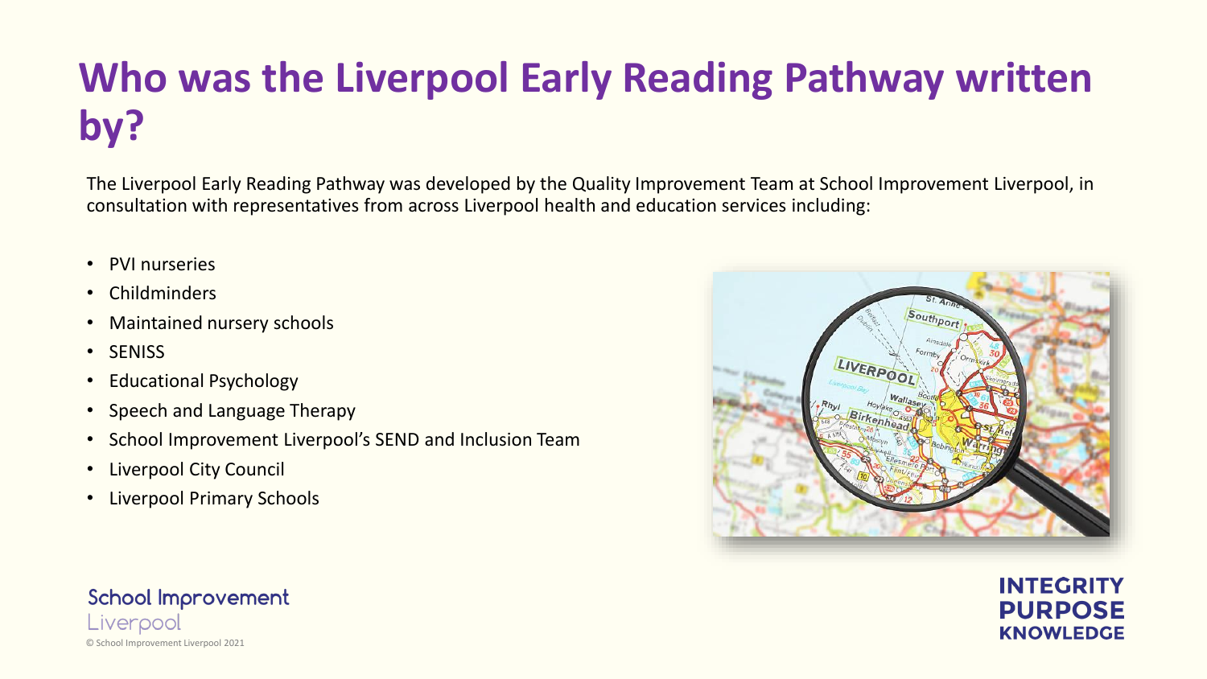# Who was the Liverpool Early Reading Pathway written by?

The Liverpool Early Reading Pathway was developed by the Quality Improvement Team at School Improvement Liverpool, in consultation with representatives from across Liverpool health and education services including:

- PVI nurseries
- Childminders
- Maintained nursery schools
- SENISS
- Educational Psychology
- Speech and Language Therapy
- School Improvement Liverpool's SEND and Inclusion Team
- Liverpool City Council
- Liverpool Primary Schools

School Improvement Liverpool

© School Improvement Liverpool 2021

INTEGRITY PURPOSE KNOWLEDGE